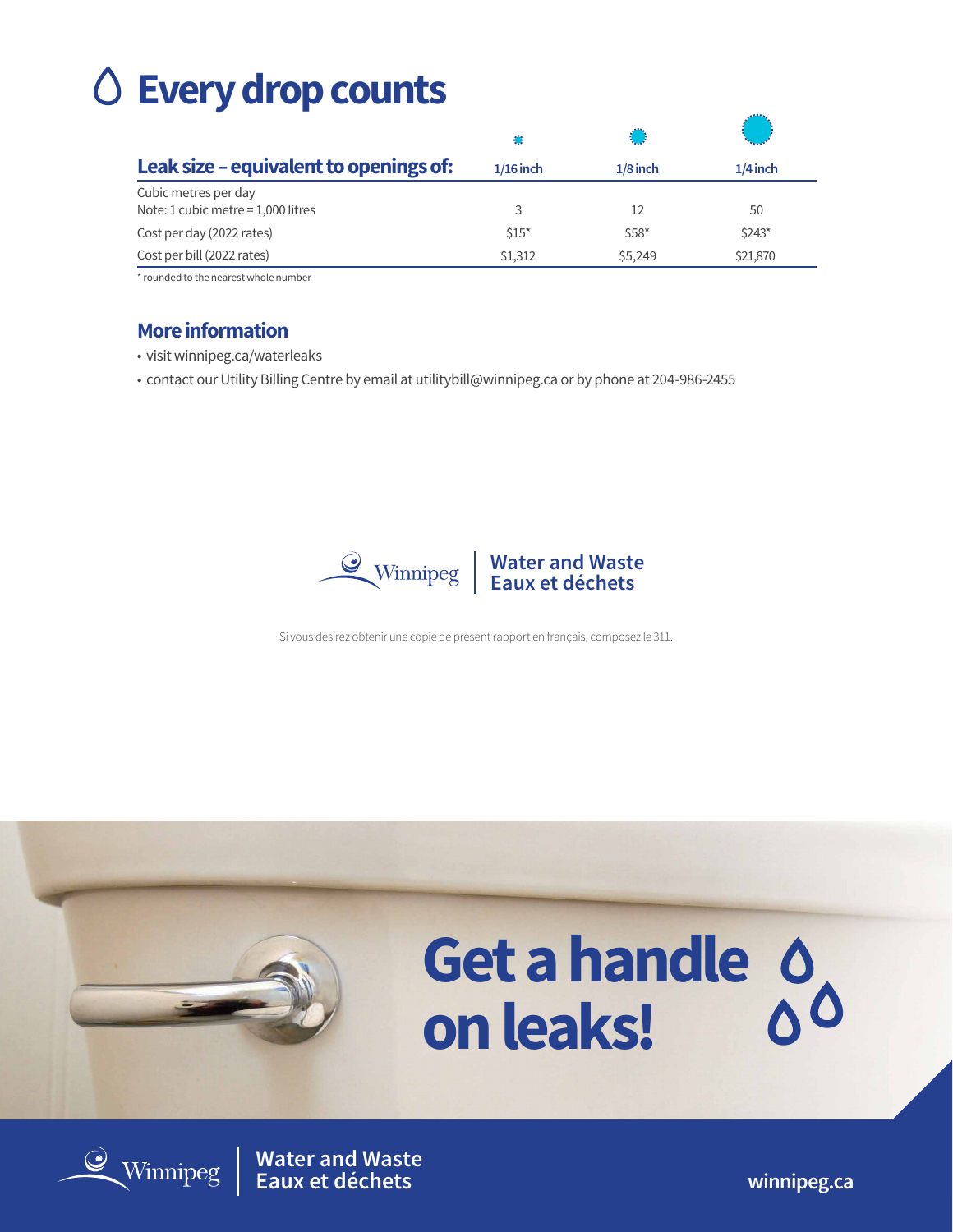# Every drop counts

| Leak size – equivalent to openings of: | 1/16 inch | 1/8 inch | 1/4 inch |
|---|---|---|---|
| Cubic metres per day<br>Note: 1 cubic metre = 1,000 litres | 3 | 12 | 50 |
| Cost per day (2022 rates) | $15* | $58* | $243* |
| Cost per bill (2022 rates) | $1,312 | $5,249 | $21,870 |

* rounded to the nearest whole number

## More information

- visit winnipeg.ca/waterleaks
- contact our Utility Billing Centre by email at utilitybill@winnipeg.ca or by phone at 204-986-2455

Winnipeg | Water and Waste
Eaux et déchets

Si vous désirez obtenir une copie de présent rapport en français, composez le 311.

# Get a handle on leaks!

Winnipeg | Water and Waste
Eaux et déchets

winnipeg.ca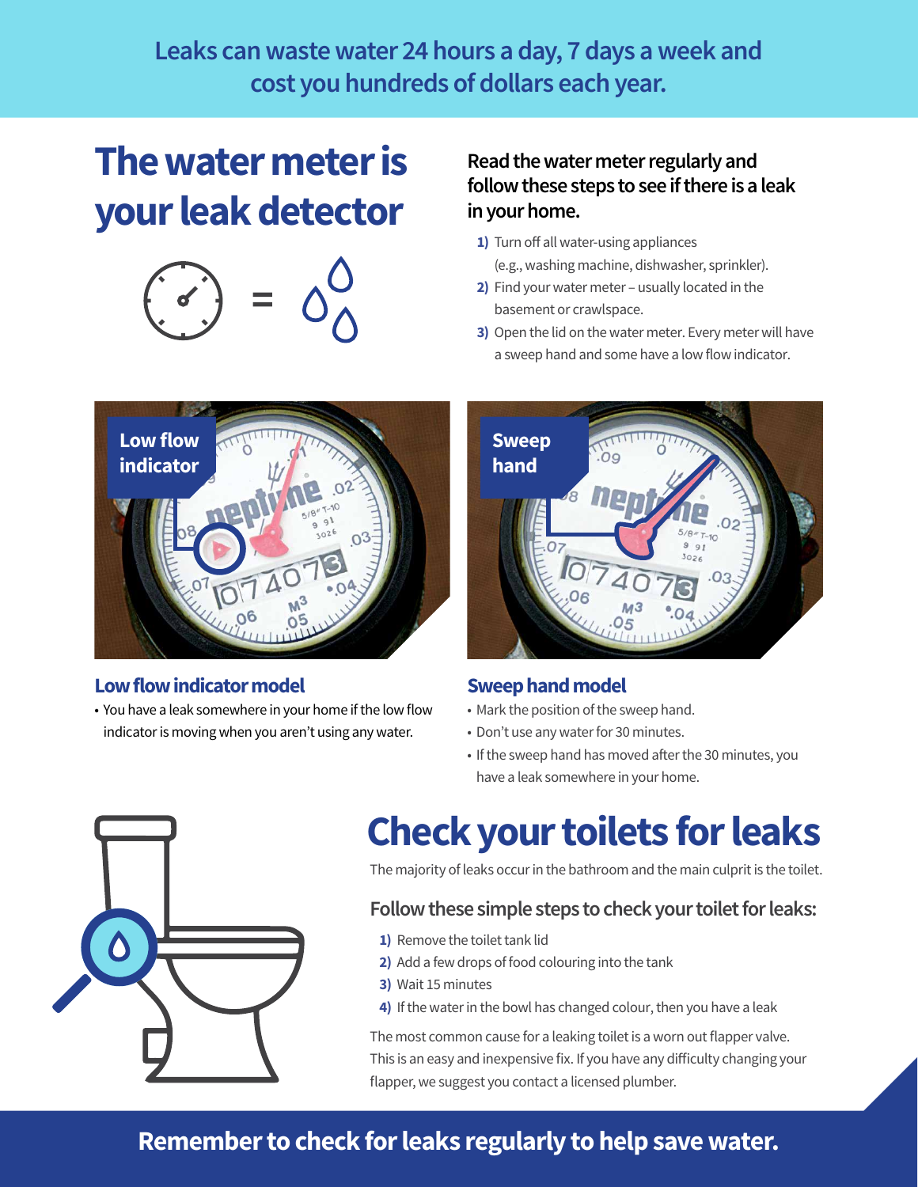**Leaks can waste water 24 hours a day, 7 days a week and cost you hundreds of dollars each year.**

# The water meter is your leak detector

**Read the water meter regularly and follow these steps to see if there is a leak in your home.**

1) Turn off all water-using appliances (e.g., washing machine, dishwasher, sprinkler).
2) Find your water meter – usually located in the basement or crawlspace.
3) Open the lid on the water meter. Every meter will have a sweep hand and some have a low flow indicator.

### Low flow indicator model

- You have a leak somewhere in your home if the low flow indicator is moving when you aren't using any water.

### Sweep hand model

- Mark the position of the sweep hand.
- Don't use any water for 30 minutes.
- If the sweep hand has moved after the 30 minutes, you have a leak somewhere in your home.

# Check your toilets for leaks

The majority of leaks occur in the bathroom and the main culprit is the toilet.

## Follow these simple steps to check your toilet for leaks:

1) Remove the toilet tank lid
2) Add a few drops of food colouring into the tank
3) Wait 15 minutes
4) If the water in the bowl has changed colour, then you have a leak

The most common cause for a leaking toilet is a worn out flapper valve. This is an easy and inexpensive fix. If you have any difficulty changing your flapper, we suggest you contact a licensed plumber.

**Remember to check for leaks regularly to help save water.**